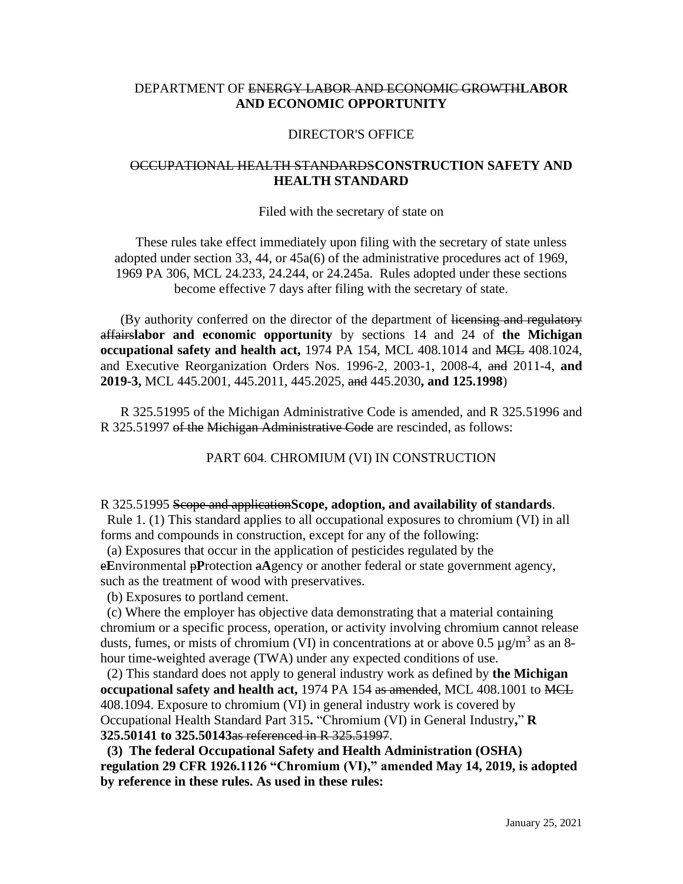DEPARTMENT OF ~~ENERGY LABOR AND ECONOMIC GROWTH~~**LABOR AND ECONOMIC OPPORTUNITY**

DIRECTOR'S OFFICE

~~OCCUPATIONAL HEALTH STANDARDS~~**CONSTRUCTION SAFETY AND HEALTH STANDARD**

Filed with the secretary of state on

These rules take effect immediately upon filing with the secretary of state unless adopted under section 33, 44, or 45a(6) of the administrative procedures act of 1969, 1969 PA 306, MCL 24.233, 24.244, or 24.245a. Rules adopted under these sections become effective 7 days after filing with the secretary of state.

(By authority conferred on the director of the department of ~~licensing and regulatory affairs~~**labor and economic opportunity** by sections 14 and 24 of **the Michigan occupational safety and health act,** 1974 PA 154, MCL 408.1014 and ~~MCL~~ 408.1024, and Executive Reorganization Orders Nos. 1996-2, 2003-1, 2008-4, ~~and~~ 2011-4, **and 2019-3,** MCL 445.2001, 445.2011, 445.2025, ~~and~~ 445.2030**, and 125.1998**)

R 325.51995 of the Michigan Administrative Code is amended, and R 325.51996 and R 325.51997 ~~of the~~ ~~Michigan Administrative Code~~ are rescinded, as follows:

PART 604. CHROMIUM (VI) IN CONSTRUCTION

R 325.51995 ~~Scope and application~~**Scope, adoption, and availability of standards**.

Rule 1. (1) This standard applies to all occupational exposures to chromium (VI) in all forms and compounds in construction, except for any of the following:

(a) Exposures that occur in the application of pesticides regulated by the ~~e~~**E**nvironmental ~~p~~**P**rotection ~~a~~**A**gency or another federal or state government agency, such as the treatment of wood with preservatives.

(b) Exposures to portland cement.

(c) Where the employer has objective data demonstrating that a material containing chromium or a specific process, operation, or activity involving chromium cannot release dusts, fumes, or mists of chromium (VI) in concentrations at or above 0.5 $\mu g/m^3$ as an 8-hour time-weighted average (TWA) under any expected conditions of use.

(2) This standard does not apply to general industry work as defined by **the Michigan occupational safety and health act,** 1974 PA 154 ~~as amended~~, MCL 408.1001 to ~~MCL~~ 408.1094. Exposure to chromium (VI) in general industry work is covered by Occupational Health Standard Part 315**.** "Chromium (VI) in General Industry**,**" **R 325.50141 to 325.50143**~~as referenced in R 325.51997~~.

**(3) The federal Occupational Safety and Health Administration (OSHA) regulation 29 CFR 1926.1126 "Chromium (VI)," amended May 14, 2019, is adopted by reference in these rules. As used in these rules:**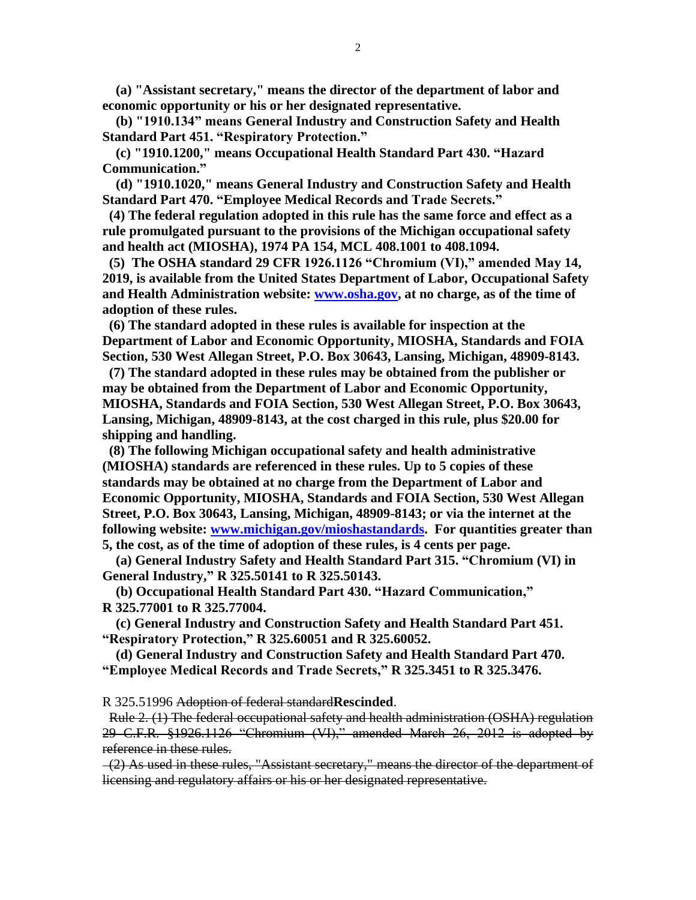**(a) "Assistant secretary," means the director of the department of labor and economic opportunity or his or her designated representative.**

**(b) "1910.134" means General Industry and Construction Safety and Health Standard Part 451. "Respiratory Protection."**

**(c) "1910.1200," means Occupational Health Standard Part 430. "Hazard Communication."**

**(d) "1910.1020," means General Industry and Construction Safety and Health Standard Part 470. "Employee Medical Records and Trade Secrets."**

**(4) The federal regulation adopted in this rule has the same force and effect as a rule promulgated pursuant to the provisions of the Michigan occupational safety and health act (MIOSHA), 1974 PA 154, MCL 408.1001 to 408.1094.**

**(5) The OSHA standard 29 CFR 1926.1126 "Chromium (VI)," amended May 14, 2019, is available from the United States Department of Labor, Occupational Safety and Health Administration website: [www.osha.gov](http://www.osha.gov), at no charge, as of the time of adoption of these rules.**

**(6) The standard adopted in these rules is available for inspection at the Department of Labor and Economic Opportunity, MIOSHA, Standards and FOIA Section, 530 West Allegan Street, P.O. Box 30643, Lansing, Michigan, 48909-8143.**

**(7) The standard adopted in these rules may be obtained from the publisher or may be obtained from the Department of Labor and Economic Opportunity, MIOSHA, Standards and FOIA Section, 530 West Allegan Street, P.O. Box 30643, Lansing, Michigan, 48909-8143, at the cost charged in this rule, plus $20.00 for shipping and handling.**

**(8) The following Michigan occupational safety and health administrative (MIOSHA) standards are referenced in these rules. Up to 5 copies of these standards may be obtained at no charge from the Department of Labor and Economic Opportunity, MIOSHA, Standards and FOIA Section, 530 West Allegan Street, P.O. Box 30643, Lansing, Michigan, 48909-8143; or via the internet at the following website: [www.michigan.gov/mioshastandards](http://www.michigan.gov/mioshastandards). For quantities greater than 5, the cost, as of the time of adoption of these rules, is 4 cents per page.**

**(a) General Industry Safety and Health Standard Part 315. "Chromium (VI) in General Industry," R 325.50141 to R 325.50143.**

**(b) Occupational Health Standard Part 430. "Hazard Communication," R 325.77001 to R 325.77004.**

**(c) General Industry and Construction Safety and Health Standard Part 451. "Respiratory Protection," R 325.60051 and R 325.60052.**

**(d) General Industry and Construction Safety and Health Standard Part 470. "Employee Medical Records and Trade Secrets," R 325.3451 to R 325.3476.**

R 325.51996 ~~Adoption of federal standard~~**Rescinded**.

~~Rule 2. (1) The federal occupational safety and health administration (OSHA) regulation 29 C.F.R. §1926.1126 "Chromium (VI)," amended March 26, 2012 is adopted by reference in these rules.~~

~~(2) As used in these rules, "Assistant secretary," means the director of the department of licensing and regulatory affairs or his or her designated representative.~~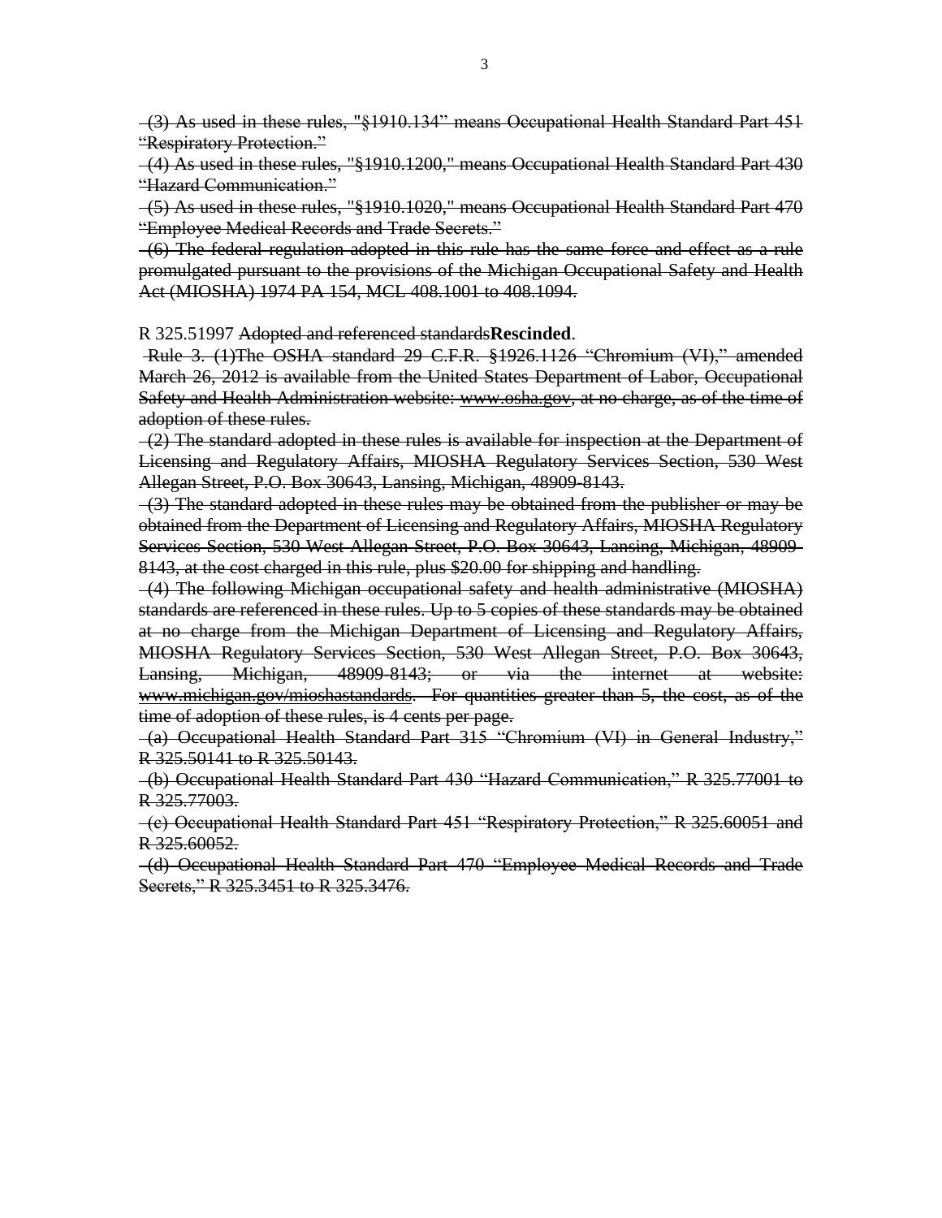~~(3) As used in these rules, "§1910.134" means Occupational Health Standard Part 451 "Respiratory Protection."~~

~~(4) As used in these rules, "§1910.1200," means Occupational Health Standard Part 430 "Hazard Communication."~~

~~(5) As used in these rules, "§1910.1020," means Occupational Health Standard Part 470 "Employee Medical Records and Trade Secrets."~~

~~(6) The federal regulation adopted in this rule has the same force and effect as a rule promulgated pursuant to the provisions of the Michigan Occupational Safety and Health Act (MIOSHA) 1974 PA 154, MCL 408.1001 to 408.1094.~~

R 325.51997 ~~Adopted and referenced standards~~**Rescinded**.

~~Rule 3. (1)The OSHA standard 29 C.F.R. §1926.1126 "Chromium (VI)," amended March 26, 2012 is available from the United States Department of Labor, Occupational Safety and Health Administration website: www.osha.gov, at no charge, as of the time of adoption of these rules.~~

~~(2) The standard adopted in these rules is available for inspection at the Department of Licensing and Regulatory Affairs, MIOSHA Regulatory Services Section, 530 West Allegan Street, P.O. Box 30643, Lansing, Michigan, 48909-8143.~~

~~(3) The standard adopted in these rules may be obtained from the publisher or may be obtained from the Department of Licensing and Regulatory Affairs, MIOSHA Regulatory Services Section, 530 West Allegan Street, P.O. Box 30643, Lansing, Michigan, 48909-8143, at the cost charged in this rule, plus $20.00 for shipping and handling.~~

~~(4) The following Michigan occupational safety and health administrative (MIOSHA) standards are referenced in these rules. Up to 5 copies of these standards may be obtained at no charge from the Michigan Department of Licensing and Regulatory Affairs, MIOSHA Regulatory Services Section, 530 West Allegan Street, P.O. Box 30643, Lansing, Michigan, 48909-8143; or via the internet at website: www.michigan.gov/mioshastandards. For quantities greater than 5, the cost, as of the time of adoption of these rules, is 4 cents per page.~~

~~(a) Occupational Health Standard Part 315 "Chromium (VI) in General Industry," R 325.50141 to R 325.50143.~~

~~(b) Occupational Health Standard Part 430 "Hazard Communication," R 325.77001 to R 325.77003.~~

~~(c) Occupational Health Standard Part 451 "Respiratory Protection," R 325.60051 and R 325.60052.~~

~~(d) Occupational Health Standard Part 470 "Employee Medical Records and Trade Secrets," R 325.3451 to R 325.3476.~~